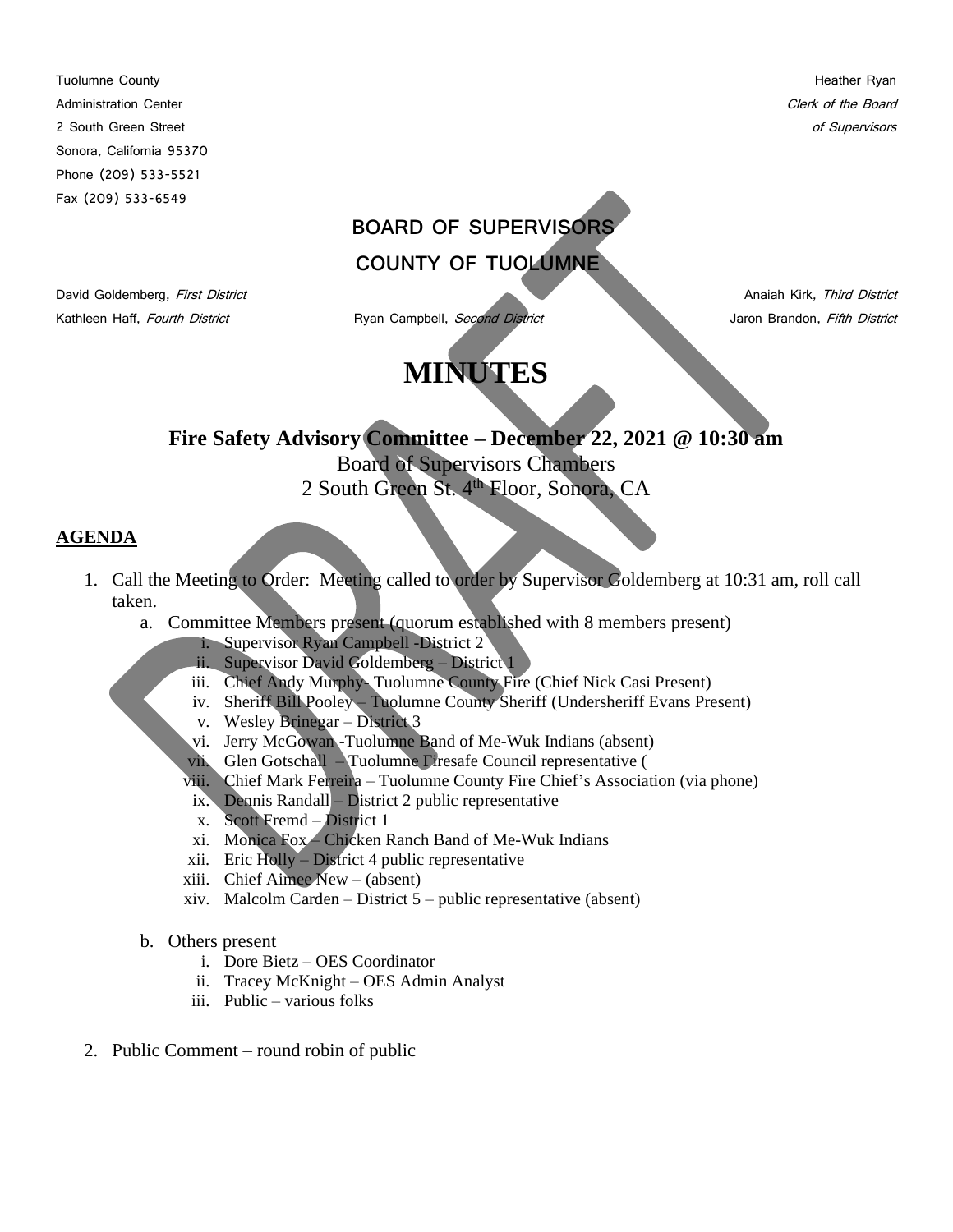Tuolumne County
Administration Center
2 South Green Street
Sonora, California 95370
Phone (209) 533-5521
Fax (209) 533-6549

Heather Ryan
*Clerk of the Board*
*of Supervisors*

## BOARD OF SUPERVISORS
## COUNTY OF TUOLUMNE

David Goldemberg, *First District*
Ryan Campbell, *Second District*
Anaiah Kirk, *Third District*
Kathleen Haff, *Fourth District*
Jaron Brandon, *Fifth District*

# MINUTES

## Fire Safety Advisory Committee – December 22, 2021 @ 10:30 am

Board of Supervisors Chambers
2 South Green St. 4th Floor, Sonora, CA

**AGENDA**

1. Call the Meeting to Order: Meeting called to order by Supervisor Goldemberg at 10:31 am, roll call taken.
   a. Committee Members present (quorum established with 8 members present)
      i. Supervisor Ryan Campbell -District 2
      ii. Supervisor David Goldemberg – District 1
      iii. Chief Andy Murphy- Tuolumne County Fire (Chief Nick Casi Present)
      iv. Sheriff Bill Pooley – Tuolumne County Sheriff (Undersheriff Evans Present)
      v. Wesley Brinegar – District 3
      vi. Jerry McGowan -Tuolumne Band of Me-Wuk Indians (absent)
      vii. Glen Gotschall – Tuolumne Firesafe Council representative (
      viii. Chief Mark Ferreira – Tuolumne County Fire Chief's Association (via phone)
      ix. Dennis Randall – District 2 public representative
      x. Scott Fremd – District 1
      xi. Monica Fox – Chicken Ranch Band of Me-Wuk Indians
      xii. Eric Holly – District 4 public representative
      xiii. Chief Aimee New – (absent)
      xiv. Malcolm Carden – District 5 – public representative (absent)

   b. Others present
      i. Dore Bietz – OES Coordinator
      ii. Tracey McKnight – OES Admin Analyst
      iii. Public – various folks

2. Public Comment – round robin of public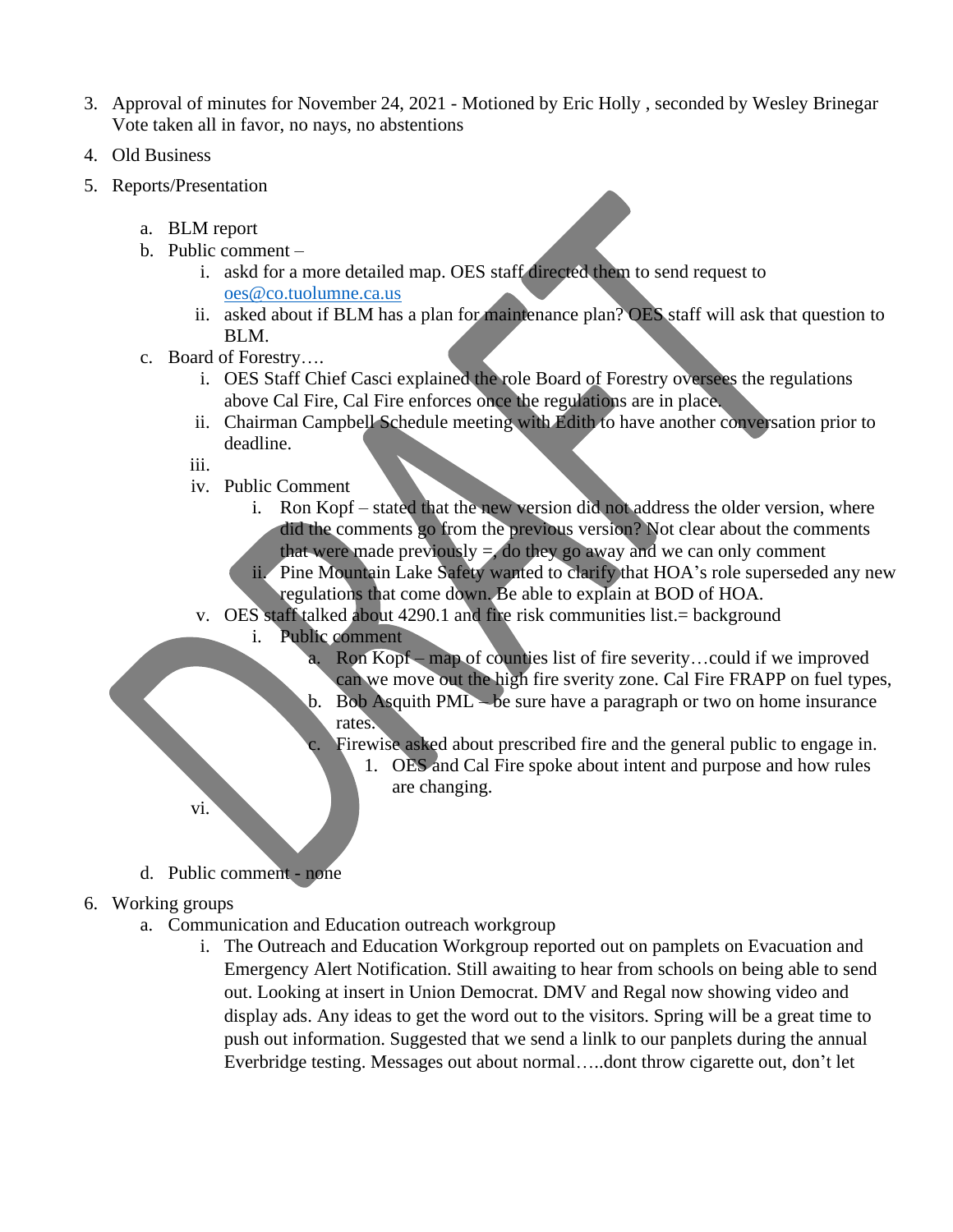3. Approval of minutes for November 24, 2021 - Motioned by Eric Holly , seconded by Wesley Brinegar Vote taken all in favor, no nays, no abstentions

4. Old Business

5. Reports/Presentation

   a. BLM report

   b. Public comment –

      i. askd for a more detailed map. OES staff directed them to send request to oes@co.tuolumne.ca.us

      ii. asked about if BLM has a plan for maintenance plan? OES staff will ask that question to BLM.

   c. Board of Forestry….

      i. OES Staff Chief Casci explained the role Board of Forestry oversees the regulations above Cal Fire, Cal Fire enforces once the regulations are in place.

      ii. Chairman Campbell Schedule meeting with Edith to have another conversation prior to deadline.

      iii.

      iv. Public Comment

         i. Ron Kopf – stated that the new version did not address the older version, where did the comments go from the previous version? Not clear about the comments that were made previously =, do they go away and we can only comment

         ii. Pine Mountain Lake Safety wanted to clarify that HOA's role superseded any new regulations that come down. Be able to explain at BOD of HOA.

      v. OES staff talked about 4290.1 and fire risk communities list.= background

         i. Public comment

            a. Ron Kopf – map of counties list of fire severity…could if we improved can we move out the high fire sverity zone. Cal Fire FRAPP on fuel types,

            b. Bob Asquith PML – be sure have a paragraph or two on home insurance rates.

            c. Firewise asked about prescribed fire and the general public to engage in.

               1. OES and Cal Fire spoke about intent and purpose and how rules are changing.

      vi.

   d. Public comment - none

6. Working groups

   a. Communication and Education outreach workgroup

      i. The Outreach and Education Workgroup reported out on pamplets on Evacuation and Emergency Alert Notification. Still awaiting to hear from schools on being able to send out. Looking at insert in Union Democrat. DMV and Regal now showing video and display ads. Any ideas to get the word out to the visitors. Spring will be a great time to push out information. Suggested that we send a linlk to our panplets during the annual Everbridge testing. Messages out about normal…..dont throw cigarette out, don't let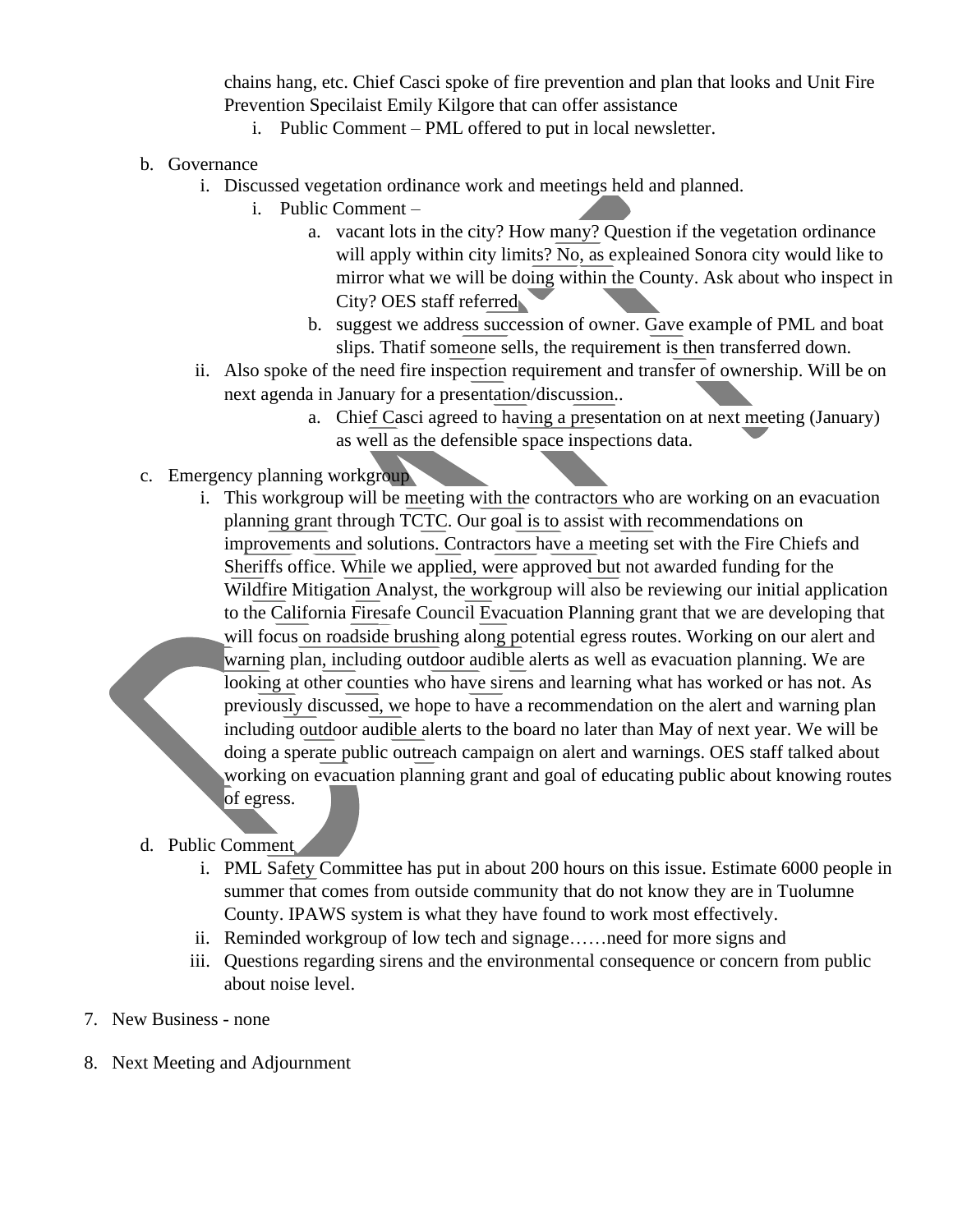chains hang, etc. Chief Casci spoke of fire prevention and plan that looks and Unit Fire Prevention Specilaist Emily Kilgore that can offer assistance

i. Public Comment – PML offered to put in local newsletter.

b. Governance

   i. Discussed vegetation ordinance work and meetings held and planned.

      i. Public Comment –

         a. vacant lots in the city? How many? Question if the vegetation ordinance will apply within city limits? No, as expleained Sonora city would like to mirror what we will be doing within the County. Ask about who inspect in City? OES staff referred.

         b. suggest we address succession of owner. Gave example of PML and boat slips. Thatif someone sells, the requirement is then transferred down.

   ii. Also spoke of the need fire inspection requirement and transfer of ownership. Will be on next agenda in January for a presentation/discussion..

         a. Chief Casci agreed to having a presentation on at next meeting (January) as well as the defensible space inspections data.

c. Emergency planning workgroup

   i. This workgroup will be meeting with the contractors who are working on an evacuation planning grant through TCTC. Our goal is to assist with recommendations on improvements and solutions. Contractors have a meeting set with the Fire Chiefs and Sheriffs office. While we applied, were approved but not awarded funding for the Wildfire Mitigation Analyst, the workgroup will also be reviewing our initial application to the California Firesafe Council Evacuation Planning grant that we are developing that will focus on roadside brushing along potential egress routes. Working on our alert and warning plan, including outdoor audible alerts as well as evacuation planning. We are looking at other counties who have sirens and learning what has worked or has not. As previously discussed, we hope to have a recommendation on the alert and warning plan including outdoor audible alerts to the board no later than May of next year. We will be doing a sperate public outreach campaign on alert and warnings. OES staff talked about working on evacuation planning grant and goal of educating public about knowing routes of egress.

d. Public Comment

   i. PML Safety Committee has put in about 200 hours on this issue. Estimate 6000 people in summer that comes from outside community that do not know they are in Tuolumne County. IPAWS system is what they have found to work most effectively.

   ii. Reminded workgroup of low tech and signage……need for more signs and

   iii. Questions regarding sirens and the environmental consequence or concern from public about noise level.

7. New Business - none

8. Next Meeting and Adjournment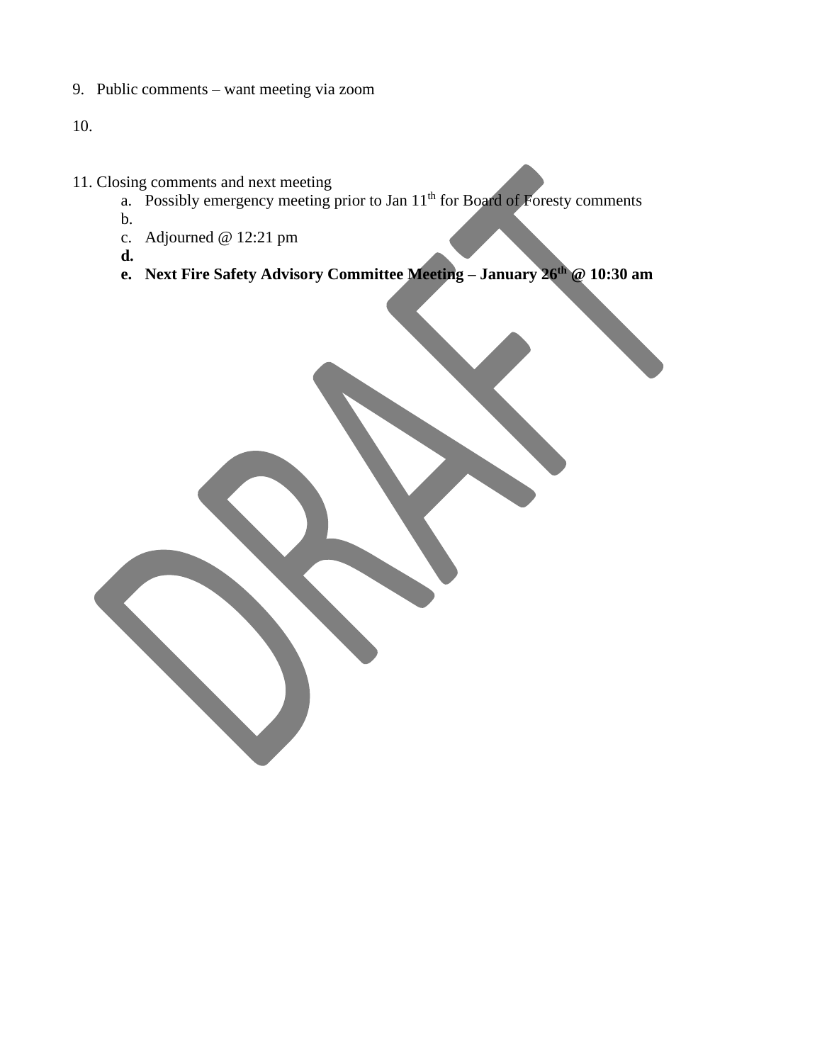9. Public comments – want meeting via zoom

10.

11. Closing comments and next meeting
    a. Possibly emergency meeting prior to Jan 11th for Board of Foresty comments
    b.
    c. Adjourned @ 12:21 pm
    **d.**
    **e. Next Fire Safety Advisory Committee Meeting – January 26th @ 10:30 am**

DRAFT